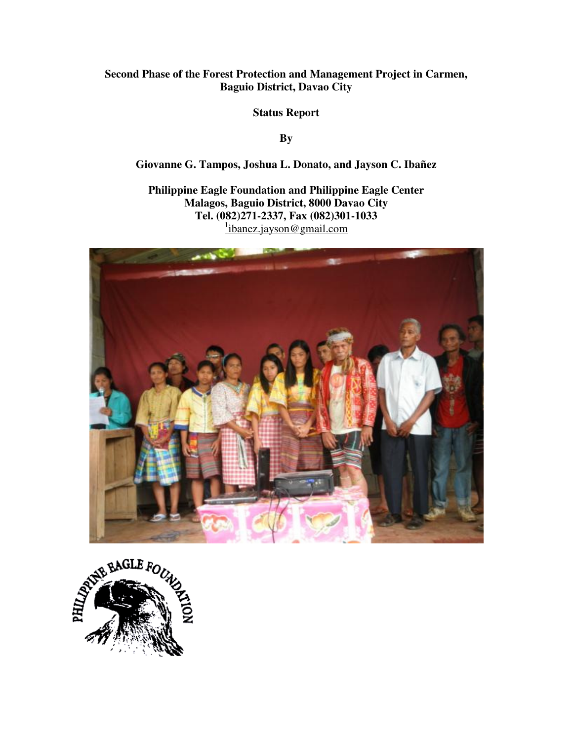**Second Phase of the Forest Protection and Management Project in Carmen, Baguio District, Davao City**

**Status Report**

**By**

**Giovanne G. Tampos, Joshua L. Donato, and Jayson C. Ibañez**

**Philippine Eagle Foundation and Philippine Eagle Center**
**Malagos, Baguio District, 8000 Davao City**
**Tel. (082)271-2337, Fax (082)301-1033**
[1]ibanez.jayson@gmail.com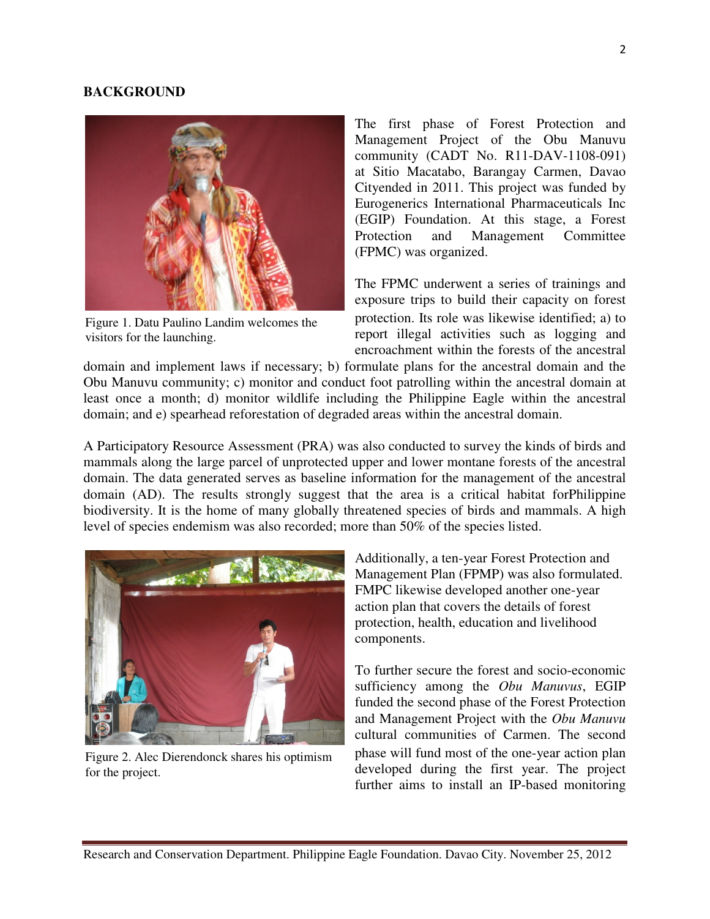## BACKGROUND

Figure 1. Datu Paulino Landim welcomes the visitors for the launching.

The first phase of Forest Protection and Management Project of the Obu Manuvu community (CADT No. R11-DAV-1108-091) at Sitio Macatabo, Barangay Carmen, Davao Cityended in 2011. This project was funded by Eurogenerics International Pharmaceuticals Inc (EGIP) Foundation. At this stage, a Forest Protection and Management Committee (FPMC) was organized.

The FPMC underwent a series of trainings and exposure trips to build their capacity on forest protection. Its role was likewise identified; a) to report illegal activities such as logging and encroachment within the forests of the ancestral domain and implement laws if necessary; b) formulate plans for the ancestral domain and the Obu Manuvu community; c) monitor and conduct foot patrolling within the ancestral domain at least once a month; d) monitor wildlife including the Philippine Eagle within the ancestral domain; and e) spearhead reforestation of degraded areas within the ancestral domain.

A Participatory Resource Assessment (PRA) was also conducted to survey the kinds of birds and mammals along the large parcel of unprotected upper and lower montane forests of the ancestral domain. The data generated serves as baseline information for the management of the ancestral domain (AD). The results strongly suggest that the area is a critical habitat forPhilippine biodiversity. It is the home of many globally threatened species of birds and mammals. A high level of species endemism was also recorded; more than 50% of the species listed.

Figure 2. Alec Dierendonck shares his optimism for the project.

Additionally, a ten-year Forest Protection and Management Plan (FPMP) was also formulated. FMPC likewise developed another one-year action plan that covers the details of forest protection, health, education and livelihood components.

To further secure the forest and socio-economic sufficiency among the *Obu Manuvus*, EGIP funded the second phase of the Forest Protection and Management Project with the *Obu Manuvu* cultural communities of Carmen. The second phase will fund most of the one-year action plan developed during the first year. The project further aims to install an IP-based monitoring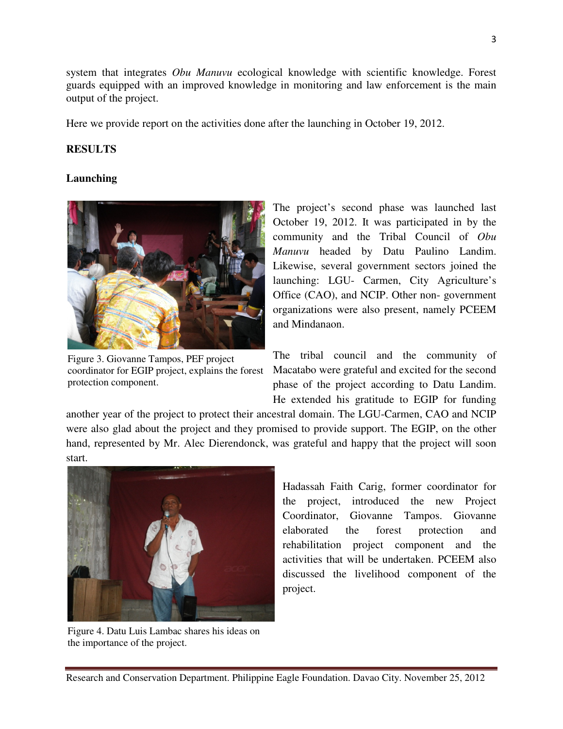system that integrates *Obu Manuvu* ecological knowledge with scientific knowledge. Forest guards equipped with an improved knowledge in monitoring and law enforcement is the main output of the project.

Here we provide report on the activities done after the launching in October 19, 2012.

**RESULTS**

**Launching**

The project's second phase was launched last October 19, 2012. It was participated in by the community and the Tribal Council of *Obu Manuvu* headed by Datu Paulino Landim. Likewise, several government sectors joined the launching: LGU- Carmen, City Agriculture's Office (CAO), and NCIP. Other non- government organizations were also present, namely PCEEM and Mindanaon.

Figure 3. Giovanne Tampos, PEF project coordinator for EGIP project, explains the forest protection component.

The tribal council and the community of Macatabo were grateful and excited for the second phase of the project according to Datu Landim. He extended his gratitude to EGIP for funding another year of the project to protect their ancestral domain. The LGU-Carmen, CAO and NCIP were also glad about the project and they promised to provide support. The EGIP, on the other hand, represented by Mr. Alec Dierendonck, was grateful and happy that the project will soon start.

Hadassah Faith Carig, former coordinator for the project, introduced the new Project Coordinator, Giovanne Tampos. Giovanne elaborated the forest protection and rehabilitation project component and the activities that will be undertaken. PCEEM also discussed the livelihood component of the project.

Figure 4. Datu Luis Lambac shares his ideas on the importance of the project.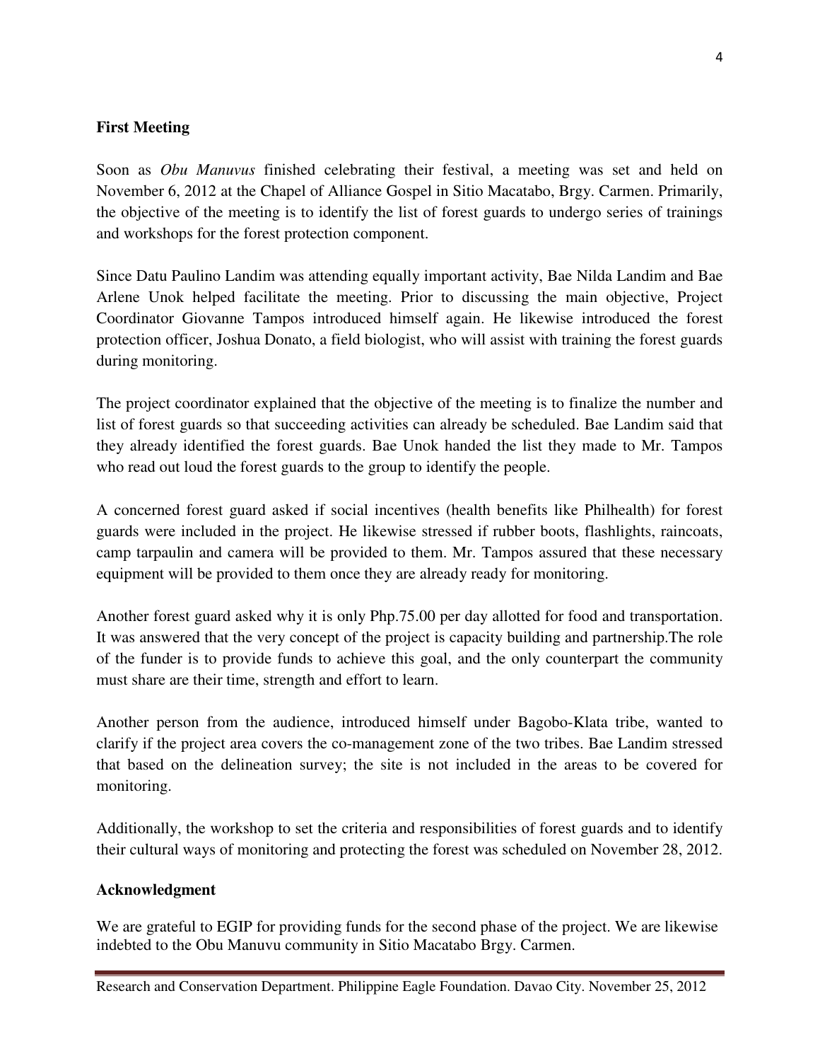**First Meeting**

Soon as *Obu Manuvus* finished celebrating their festival, a meeting was set and held on November 6, 2012 at the Chapel of Alliance Gospel in Sitio Macatabo, Brgy. Carmen. Primarily, the objective of the meeting is to identify the list of forest guards to undergo series of trainings and workshops for the forest protection component.

Since Datu Paulino Landim was attending equally important activity, Bae Nilda Landim and Bae Arlene Unok helped facilitate the meeting. Prior to discussing the main objective, Project Coordinator Giovanne Tampos introduced himself again. He likewise introduced the forest protection officer, Joshua Donato, a field biologist, who will assist with training the forest guards during monitoring.

The project coordinator explained that the objective of the meeting is to finalize the number and list of forest guards so that succeeding activities can already be scheduled. Bae Landim said that they already identified the forest guards. Bae Unok handed the list they made to Mr. Tampos who read out loud the forest guards to the group to identify the people.

A concerned forest guard asked if social incentives (health benefits like Philhealth) for forest guards were included in the project. He likewise stressed if rubber boots, flashlights, raincoats, camp tarpaulin and camera will be provided to them. Mr. Tampos assured that these necessary equipment will be provided to them once they are already ready for monitoring.

Another forest guard asked why it is only Php.75.00 per day allotted for food and transportation. It was answered that the very concept of the project is capacity building and partnership.The role of the funder is to provide funds to achieve this goal, and the only counterpart the community must share are their time, strength and effort to learn.

Another person from the audience, introduced himself under Bagobo-Klata tribe, wanted to clarify if the project area covers the co-management zone of the two tribes. Bae Landim stressed that based on the delineation survey; the site is not included in the areas to be covered for monitoring.

Additionally, the workshop to set the criteria and responsibilities of forest guards and to identify their cultural ways of monitoring and protecting the forest was scheduled on November 28, 2012.

**Acknowledgment**

We are grateful to EGIP for providing funds for the second phase of the project. We are likewise indebted to the Obu Manuvu community in Sitio Macatabo Brgy. Carmen.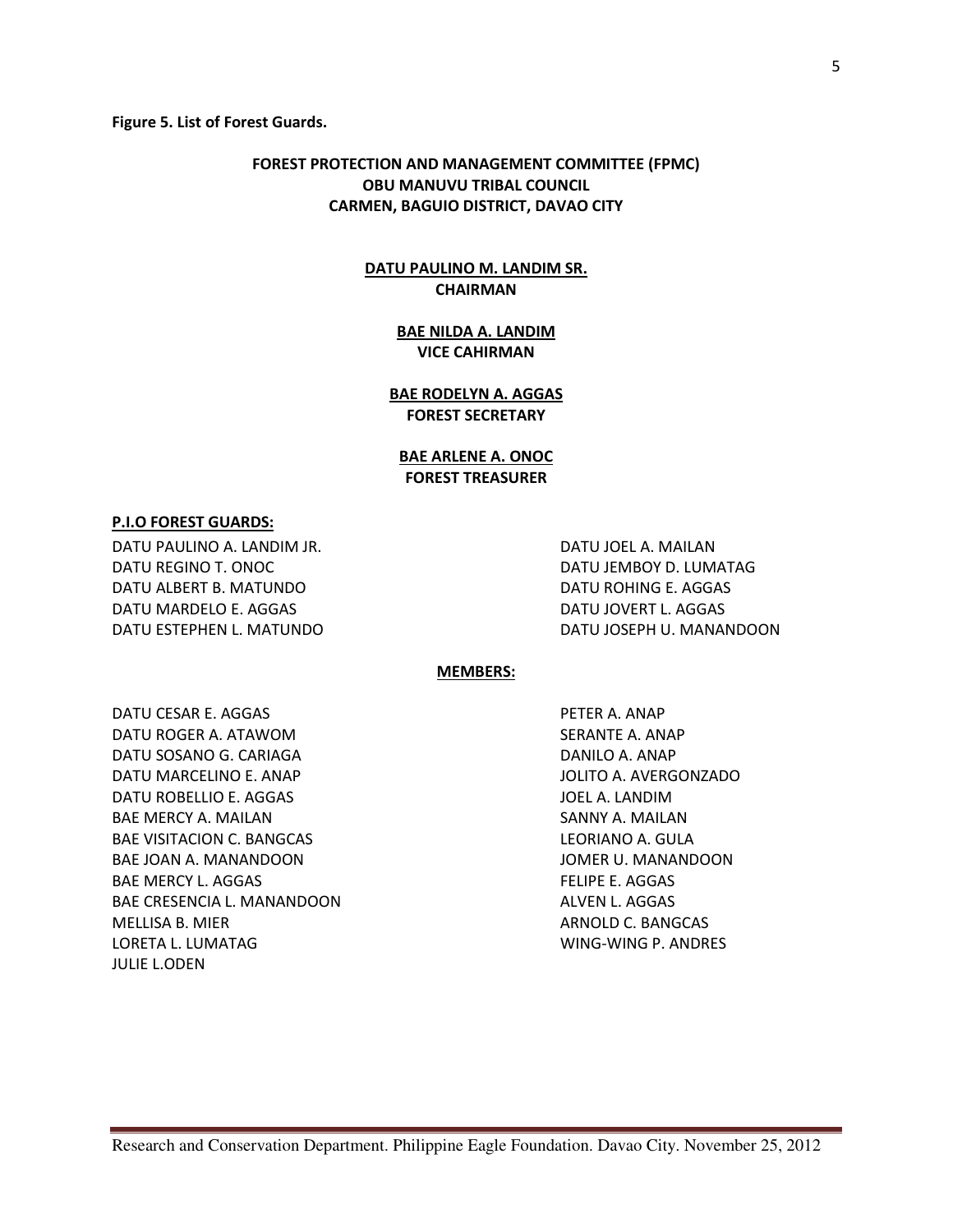**Figure 5. List of Forest Guards.**

**FOREST PROTECTION AND MANAGEMENT COMMITTEE (FPMC)**
**OBU MANUVU TRIBAL COUNCIL**
**CARMEN, BAGUIO DISTRICT, DAVAO CITY**

**DATU PAULINO M. LANDIM SR.**
**CHAIRMAN**

**BAE NILDA A. LANDIM**
**VICE CAHIRMAN**

**BAE RODELYN A. AGGAS**
**FOREST SECRETARY**

**BAE ARLENE A. ONOC**
**FOREST TREASURER**

**P.I.O FOREST GUARDS:**

DATU PAULINO A. LANDIM JR.
DATU REGINO T. ONOC
DATU ALBERT B. MATUNDO
DATU MARDELO E. AGGAS
DATU ESTEPHEN L. MATUNDO
DATU JOEL A. MAILAN
DATU JEMBOY D. LUMATAG
DATU ROHING E. AGGAS
DATU JOVERT L. AGGAS
DATU JOSEPH U. MANANDOON

**MEMBERS:**

DATU CESAR E. AGGAS
DATU ROGER A. ATAWOM
DATU SOSANO G. CARIAGA
DATU MARCELINO E. ANAP
DATU ROBELLIO E. AGGAS
BAE MERCY A. MAILAN
BAE VISITACION C. BANGCAS
BAE JOAN A. MANANDOON
BAE MERCY L. AGGAS
BAE CRESENCIA L. MANANDOON
MELLISA B. MIER
LORETA L. LUMATAG
JULIE L.ODEN
PETER A. ANAP
SERANTE A. ANAP
DANILO A. ANAP
JOLITO A. AVERGONZADO
JOEL A. LANDIM
SANNY A. MAILAN
LEORIANO A. GULA
JOMER U. MANANDOON
FELIPE E. AGGAS
ALVEN L. AGGAS
ARNOLD C. BANGCAS
WING-WING P. ANDRES